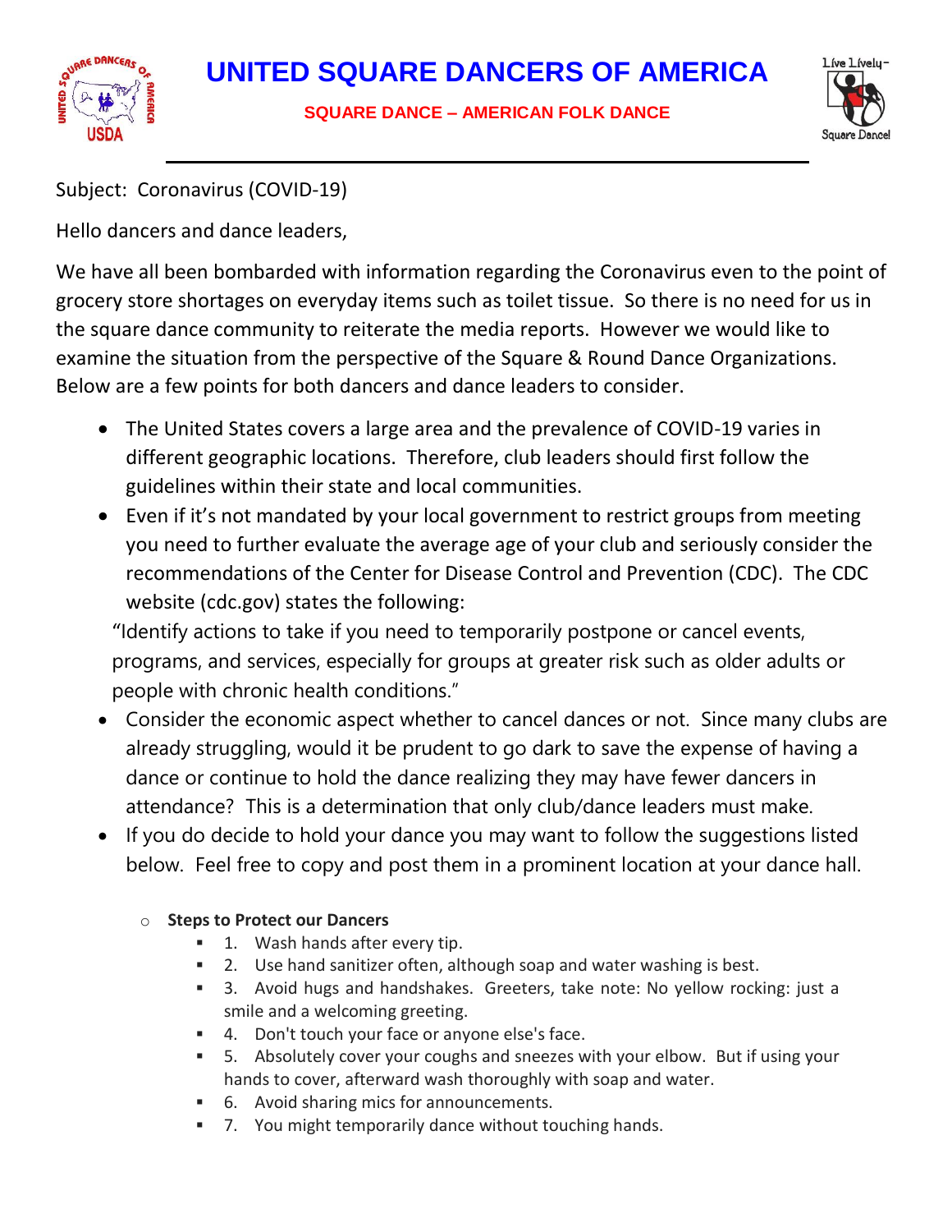# UNITED SQUARE DANCERS OF AMERICA

**SQUARE DANCE – AMERICAN FOLK DANCE**

---

Subject: Coronavirus (COVID-19)

Hello dancers and dance leaders,

We have all been bombarded with information regarding the Coronavirus even to the point of grocery store shortages on everyday items such as toilet tissue. So there is no need for us in the square dance community to reiterate the media reports. However we would like to examine the situation from the perspective of the Square & Round Dance Organizations. Below are a few points for both dancers and dance leaders to consider.

- The United States covers a large area and the prevalence of COVID-19 varies in different geographic locations. Therefore, club leaders should first follow the guidelines within their state and local communities.
- Even if it's not mandated by your local government to restrict groups from meeting you need to further evaluate the average age of your club and seriously consider the recommendations of the Center for Disease Control and Prevention (CDC). The CDC website (cdc.gov) states the following:

  "Identify actions to take if you need to temporarily postpone or cancel events, programs, and services, especially for groups at greater risk such as older adults or people with chronic health conditions."
- Consider the economic aspect whether to cancel dances or not. Since many clubs are already struggling, would it be prudent to go dark to save the expense of having a dance or continue to hold the dance realizing they may have fewer dancers in attendance? This is a determination that only club/dance leaders must make.
- If you do decide to hold your dance you may want to follow the suggestions listed below. Feel free to copy and post them in a prominent location at your dance hall.
  - **Steps to Protect our Dancers**
    - 1. Wash hands after every tip.
    - 2. Use hand sanitizer often, although soap and water washing is best.
    - 3. Avoid hugs and handshakes. Greeters, take note: No yellow rocking: just a smile and a welcoming greeting.
    - 4. Don't touch your face or anyone else's face.
    - 5. Absolutely cover your coughs and sneezes with your elbow. But if using your hands to cover, afterward wash thoroughly with soap and water.
    - 6. Avoid sharing mics for announcements.
    - 7. You might temporarily dance without touching hands.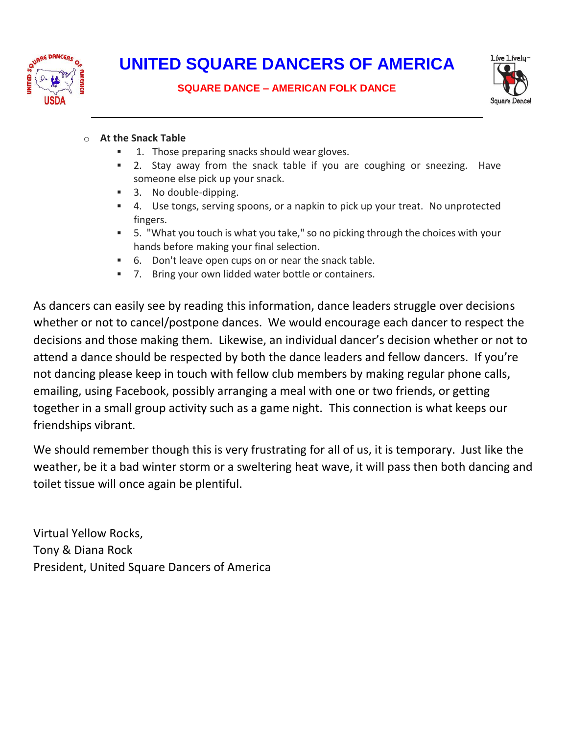- **At the Snack Table**
    - 1. Those preparing snacks should wear gloves.
    - 2. Stay away from the snack table if you are coughing or sneezing. Have someone else pick up your snack.
    - 3. No double-dipping.
    - 4. Use tongs, serving spoons, or a napkin to pick up your treat. No unprotected fingers.
    - 5. "What you touch is what you take," so no picking through the choices with your hands before making your final selection.
    - 6. Don't leave open cups on or near the snack table.
    - 7. Bring your own lidded water bottle or containers.

As dancers can easily see by reading this information, dance leaders struggle over decisions whether or not to cancel/postpone dances. We would encourage each dancer to respect the decisions and those making them. Likewise, an individual dancer's decision whether or not to attend a dance should be respected by both the dance leaders and fellow dancers. If you're not dancing please keep in touch with fellow club members by making regular phone calls, emailing, using Facebook, possibly arranging a meal with one or two friends, or getting together in a small group activity such as a game night. This connection is what keeps our friendships vibrant.

We should remember though this is very frustrating for all of us, it is temporary. Just like the weather, be it a bad winter storm or a sweltering heat wave, it will pass then both dancing and toilet tissue will once again be plentiful.

Virtual Yellow Rocks,
Tony & Diana Rock
President, United Square Dancers of America